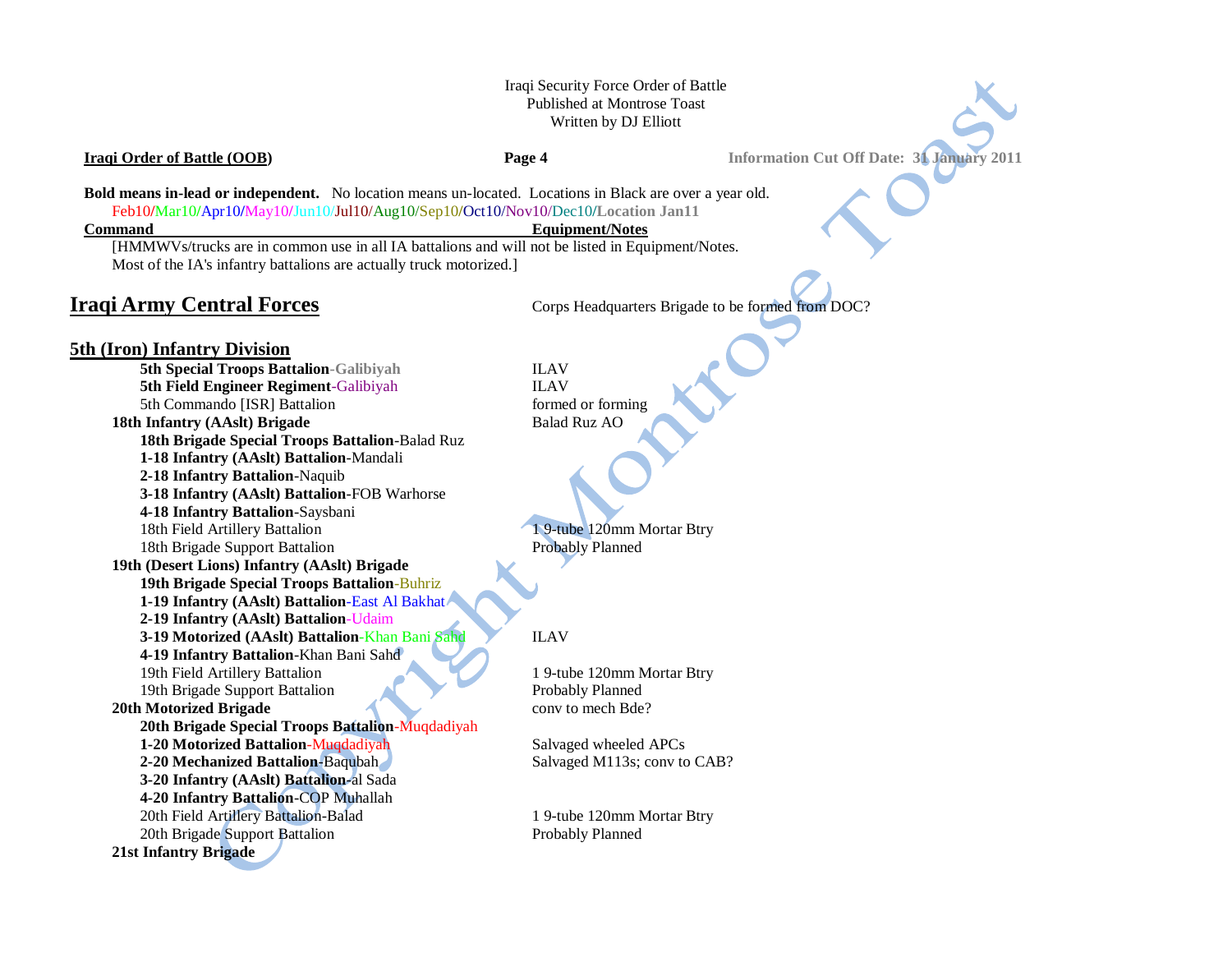Iraqi Security Force Order of Battle
Published at Montrose Toast
Written by DJ Elliott

**Iraqi Order of Battle (OOB)** | **Page 4** | **Information Cut Off Date: 31 January 2011**

**Bold means in-lead or independent.** No location means un-located. Locations in Black are over a year old.
Feb10/Mar10/Apr10/May10/Jun10/Jul10/Aug10/Sep10/Oct10/Nov10/Dec10/**Location Jan11**

| Command | Equipment/Notes |
|---|---|
| [HMMWVs/trucks are in common use in all IA battalions and will not be listed in Equipment/Notes. Most of the IA's infantry battalions are actually truck motorized.] | |
| **Iraqi Army Central Forces** | Corps Headquarters Brigade to be formed from DOC? |
| **5th (Iron) Infantry Division** | |
| **5th Special Troops Battalion**-Galibiyah | ILAV |
| **5th Field Engineer Regiment**-Galibiyah | ILAV |
| 5th Commando [ISR] Battalion | formed or forming |
| **18th Infantry (AAslt) Brigade** | Balad Ruz AO |
| **18th Brigade Special Troops Battalion**-Balad Ruz | |
| **1-18 Infantry (AAslt) Battalion**-Mandali | |
| **2-18 Infantry Battalion**-Naquib | |
| **3-18 Infantry (AAslt) Battalion**-FOB Warhorse | |
| **4-18 Infantry Battalion**-Saysbani | |
| 18th Field Artillery Battalion | 1 9-tube 120mm Mortar Btry |
| 18th Brigade Support Battalion | Probably Planned |
| **19th (Desert Lions) Infantry (AAslt) Brigade** | |
| **19th Brigade Special Troops Battalion**-Buhriz | |
| **1-19 Infantry (AAslt) Battalion**-East Al Bakhat | |
| **2-19 Infantry (AAslt) Battalion**-Udaim | |
| **3-19 Motorized (AAslt) Battalion**-Khan Bani Sahd | ILAV |
| **4-19 Infantry Battalion**-Khan Bani Sahd | |
| 19th Field Artillery Battalion | 1 9-tube 120mm Mortar Btry |
| 19th Brigade Support Battalion | Probably Planned |
| **20th Motorized Brigade** | conv to mech Bde? |
| **20th Brigade Special Troops Battalion**-Muqdadiyah | |
| **1-20 Motorized Battalion**-Muqdadiyah | Salvaged wheeled APCs |
| **2-20 Mechanized Battalion**-Baqubah | Salvaged M113s; conv to CAB? |
| **3-20 Infantry (AAslt) Battalion**-al Sada | |
| **4-20 Infantry Battalion**-COP Muhallah | |
| 20th Field Artillery Battalion-Balad | 1 9-tube 120mm Mortar Btry |
| 20th Brigade Support Battalion | Probably Planned |
| **21st Infantry Brigade** | |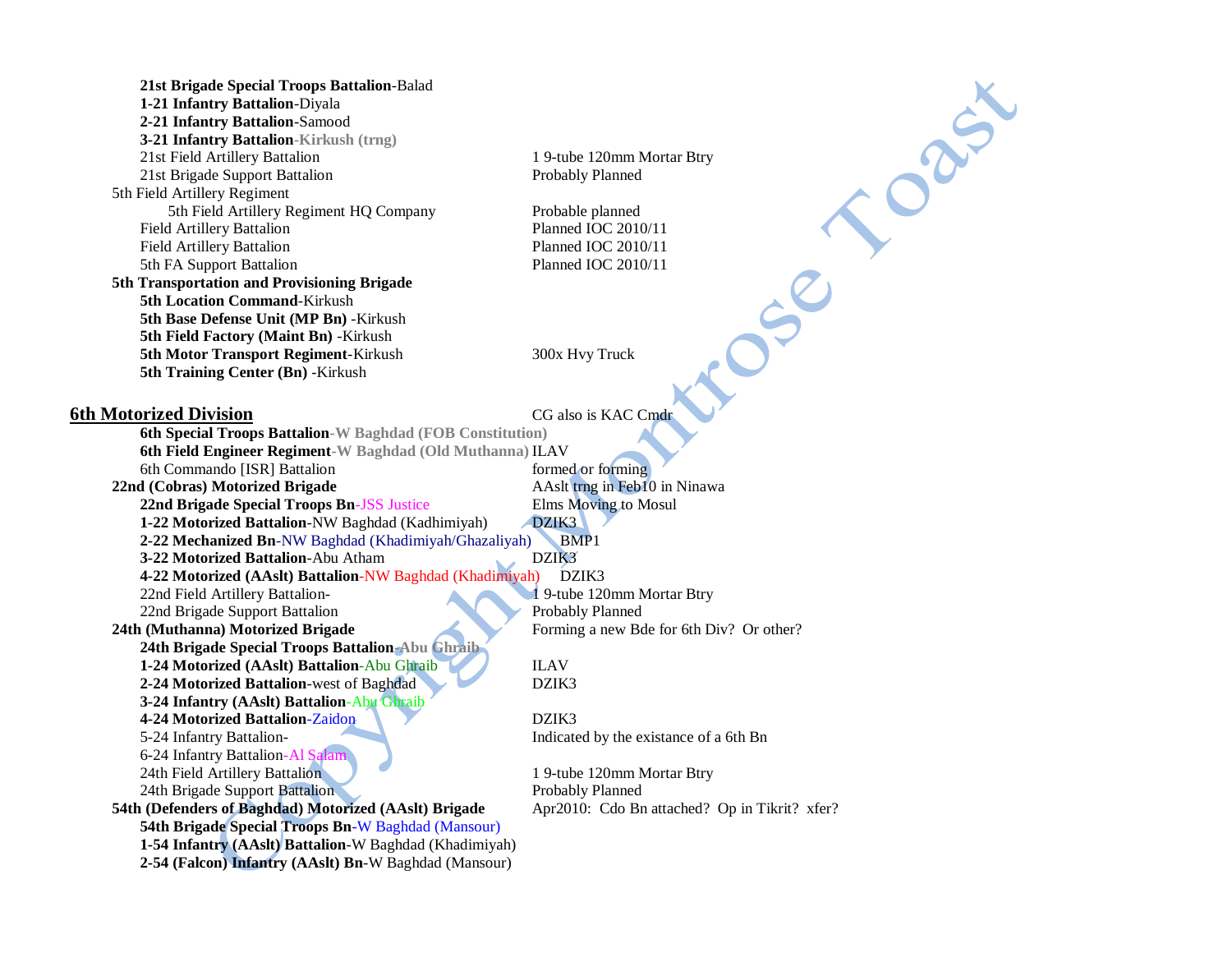**21st Brigade Special Troops Battalion**-Balad
**1-21 Infantry Battalion**-Diyala
**2-21 Infantry Battalion**-Samood
**3-21 Infantry Battalion**-**Kirkush (trng)**
21st Field Artillery Battalion — 1 9-tube 120mm Mortar Btry
21st Brigade Support Battalion — Probably Planned
5th Field Artillery Regiment
5th Field Artillery Regiment HQ Company — Probable planned
Field Artillery Battalion — Planned IOC 2010/11
Field Artillery Battalion — Planned IOC 2010/11
5th FA Support Battalion — Planned IOC 2010/11
**5th Transportation and Provisioning Brigade**
**5th Location Command**-Kirkush
**5th Base Defense Unit (MP Bn)** -Kirkush
**5th Field Factory (Maint Bn)** -Kirkush
**5th Motor Transport Regiment**-Kirkush — 300x Hvy Truck
**5th Training Center (Bn)** -Kirkush

## 6th Motorized Division

CG also is KAC Cmdr

**6th Special Troops Battalion**-**W Baghdad (FOB Constitution)**
**6th Field Engineer Regiment**-**W Baghdad (Old Muthanna)** ILAV
6th Commando [ISR] Battalion — formed or forming
**22nd (Cobras) Motorized Brigade** — AAslt trng in Feb10 in Ninawa
**22nd Brigade Special Troops Bn**-JSS Justice — Elms Moving to Mosul
**1-22 Motorized Battalion**-NW Baghdad (Kadhimiyah) — DZIK3
**2-22 Mechanized Bn**-NW Baghdad (Khadimiyah/Ghazaliyah) — BMP1
**3-22 Motorized Battalion**-Abu Atham — DZIK3
**4-22 Motorized (AAslt) Battalion**-NW Baghdad (Khadimiyah) — DZIK3
22nd Field Artillery Battalion- — 1 9-tube 120mm Mortar Btry
22nd Brigade Support Battalion — Probably Planned
**24th (Muthanna) Motorized Brigade** — Forming a new Bde for 6th Div? Or other?
**24th Brigade Special Troops Battalion**-**Abu Ghraib**
**1-24 Motorized (AAslt) Battalion**-Abu Ghraib — ILAV
**2-24 Motorized Battalion**-west of Baghdad — DZIK3
**3-24 Infantry (AAslt) Battalion**-Abu Ghraib
**4-24 Motorized Battalion**-Zaidon — DZIK3
5-24 Infantry Battalion- — Indicated by the existance of a 6th Bn
6-24 Infantry Battalion-Al Salam
24th Field Artillery Battalion — 1 9-tube 120mm Mortar Btry
24th Brigade Support Battalion — Probably Planned
**54th (Defenders of Baghdad) Motorized (AAslt) Brigade** — Apr2010: Cdo Bn attached? Op in Tikrit? xfer?
**54th Brigade Special Troops Bn**-W Baghdad (Mansour)
**1-54 Infantry (AAslt) Battalion**-W Baghdad (Khadimiyah)
**2-54 (Falcon) Infantry (AAslt) Bn**-W Baghdad (Mansour)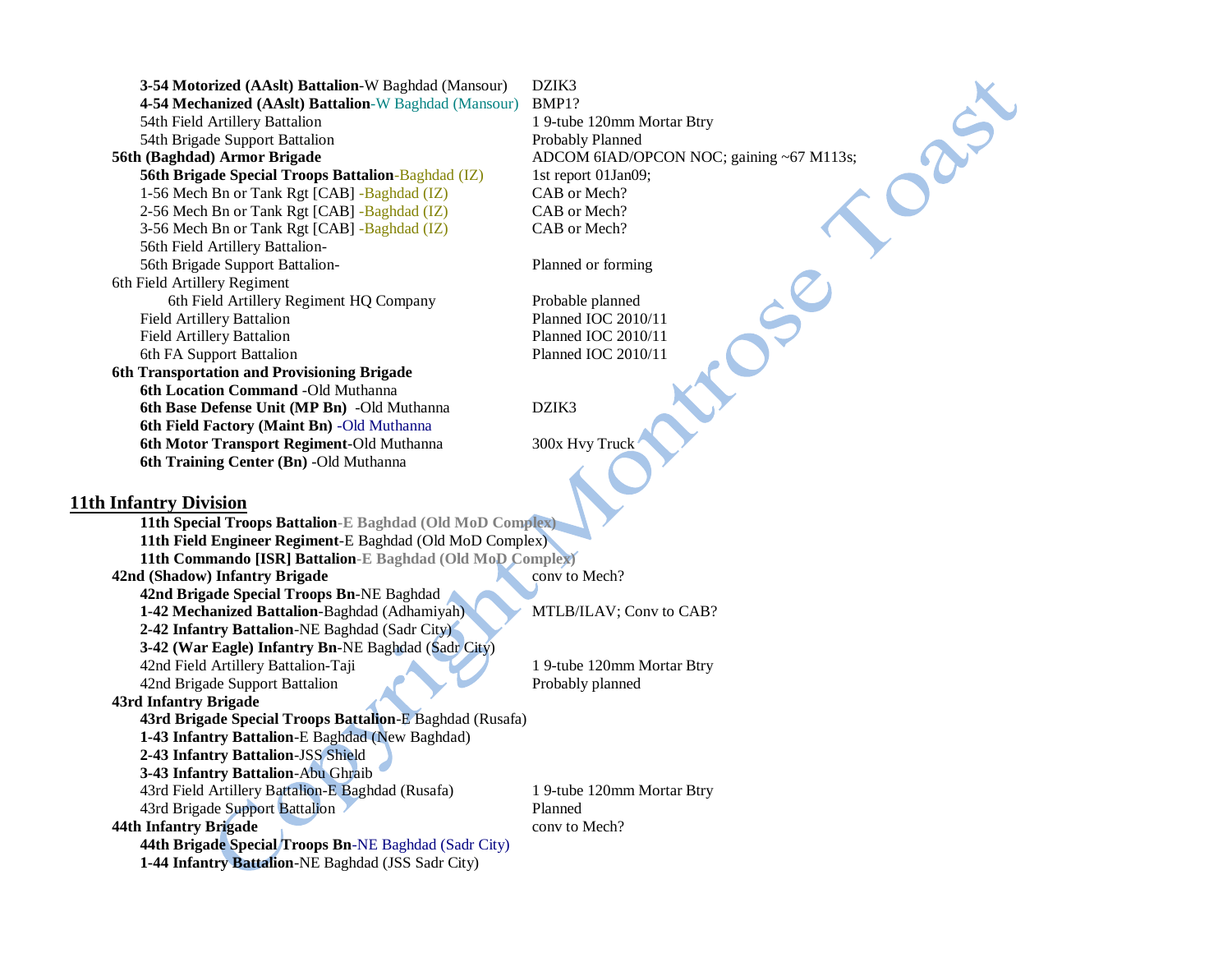**3-54 Motorized (AAslt) Battalion**-W Baghdad (Mansour) DZIK3
**4-54 Mechanized (AAslt) Battalion**-W Baghdad (Mansour) BMP1?
54th Field Artillery Battalion 1 9-tube 120mm Mortar Btry
54th Brigade Support Battalion Probably Planned

**56th (Baghdad) Armor Brigade** ADCOM 6IAD/OPCON NOC; gaining ~67 M113s;
**56th Brigade Special Troops Battalion**-Baghdad (IZ) 1st report 01Jan09;
1-56 Mech Bn or Tank Rgt [CAB] -Baghdad (IZ) CAB or Mech?
2-56 Mech Bn or Tank Rgt [CAB] -Baghdad (IZ) CAB or Mech?
3-56 Mech Bn or Tank Rgt [CAB] -Baghdad (IZ) CAB or Mech?
56th Field Artillery Battalion-
56th Brigade Support Battalion- Planned or forming

6th Field Artillery Regiment
6th Field Artillery Regiment HQ Company Probable planned
Field Artillery Battalion Planned IOC 2010/11
Field Artillery Battalion Planned IOC 2010/11
6th FA Support Battalion Planned IOC 2010/11

**6th Transportation and Provisioning Brigade**
**6th Location Command** -Old Muthanna
**6th Base Defense Unit (MP Bn)** -Old Muthanna DZIK3
**6th Field Factory (Maint Bn)** -Old Muthanna
**6th Motor Transport Regiment**-Old Muthanna 300x Hvy Truck
**6th Training Center (Bn)** -Old Muthanna

## 11th Infantry Division

**11th Special Troops Battalion**-E Baghdad (Old MoD Complex)
**11th Field Engineer Regiment**-E Baghdad (Old MoD Complex)
**11th Commando [ISR] Battalion**-E Baghdad (Old MoD Complex)

**42nd (Shadow) Infantry Brigade** conv to Mech?
**42nd Brigade Special Troops Bn**-NE Baghdad
**1-42 Mechanized Battalion**-Baghdad (Adhamiyah) MTLB/ILAV; Conv to CAB?
**2-42 Infantry Battalion**-NE Baghdad (Sadr City)
**3-42 (War Eagle) Infantry Bn**-NE Baghdad (Sadr City)
42nd Field Artillery Battalion-Taji 1 9-tube 120mm Mortar Btry
42nd Brigade Support Battalion Probably planned

**43rd Infantry Brigade**
**43rd Brigade Special Troops Battalion**-E Baghdad (Rusafa)
**1-43 Infantry Battalion**-E Baghdad (New Baghdad)
**2-43 Infantry Battalion**-JSS Shield
**3-43 Infantry Battalion**-Abu Ghraib
43rd Field Artillery Battalion-E Baghdad (Rusafa) 1 9-tube 120mm Mortar Btry
43rd Brigade Support Battalion Planned

**44th Infantry Brigade** conv to Mech?
**44th Brigade Special Troops Bn**-NE Baghdad (Sadr City)
**1-44 Infantry Battalion**-NE Baghdad (JSS Sadr City)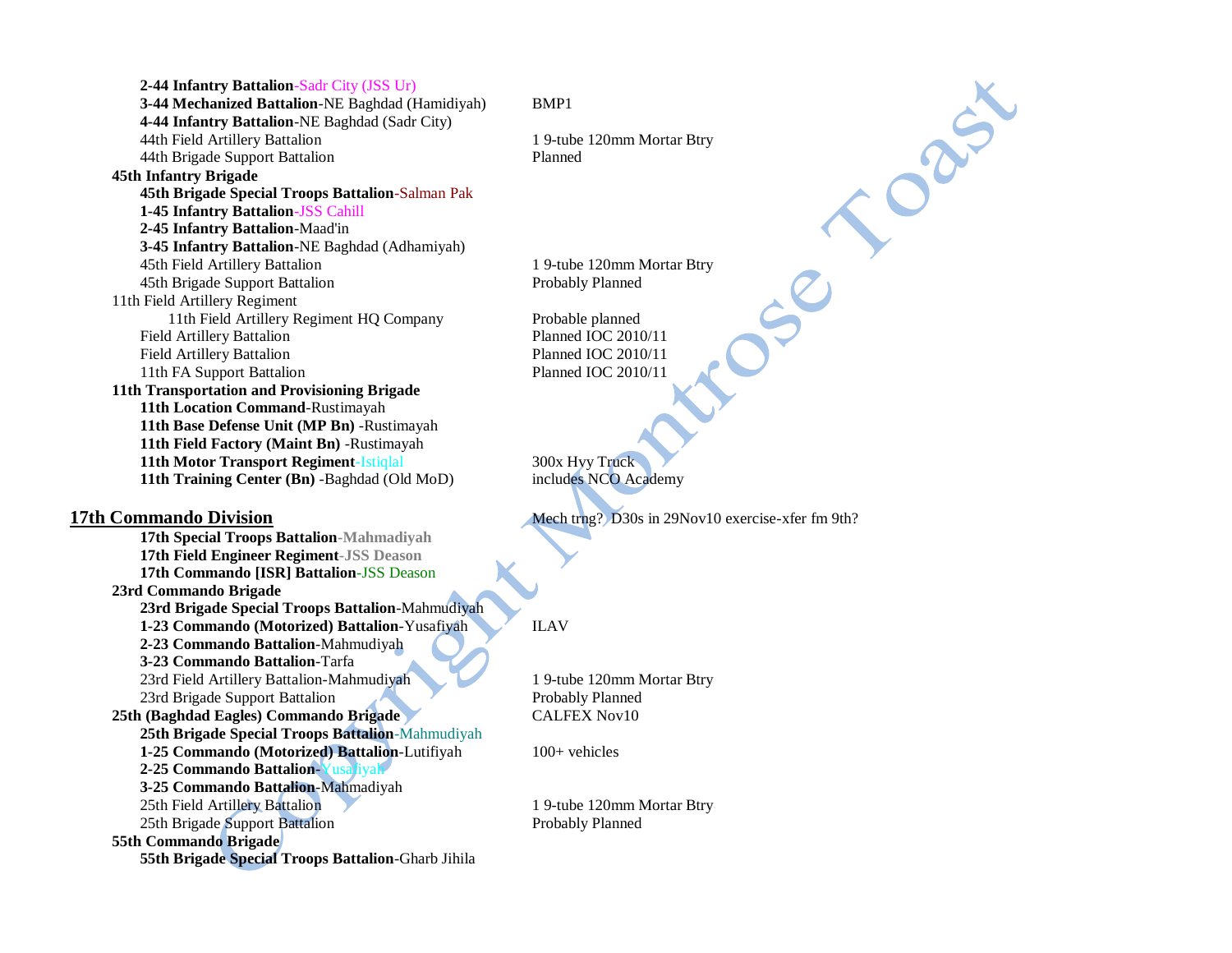**2-44 Infantry Battalion**-Sadr City (JSS Ur)
**3-44 Mechanized Battalion**-NE Baghdad (Hamidiyah) BMP1
**4-44 Infantry Battalion**-NE Baghdad (Sadr City)
44th Field Artillery Battalion 1 9-tube 120mm Mortar Btry
44th Brigade Support Battalion Planned

**45th Infantry Brigade**
**45th Brigade Special Troops Battalion**-Salman Pak
**1-45 Infantry Battalion**-JSS Cahill
**2-45 Infantry Battalion**-Maad'in
**3-45 Infantry Battalion**-NE Baghdad (Adhamiyah)
45th Field Artillery Battalion 1 9-tube 120mm Mortar Btry
45th Brigade Support Battalion Probably Planned

11th Field Artillery Regiment
11th Field Artillery Regiment HQ Company Probable planned
Field Artillery Battalion Planned IOC 2010/11
Field Artillery Battalion Planned IOC 2010/11
11th FA Support Battalion Planned IOC 2010/11

**11th Transportation and Provisioning Brigade**
**11th Location Command**-Rustimayah
**11th Base Defense Unit (MP Bn)** -Rustimayah
**11th Field Factory (Maint Bn)** -Rustimayah
**11th Motor Transport Regiment**-Istiqlal 300x Hvy Truck
**11th Training Center (Bn)** -Baghdad (Old MoD) includes NCO Academy

## 17th Commando Division

Mech trng? D30s in 29Nov10 exercise-xfer fm 9th?

**17th Special Troops Battalion**-Mahmadiyah
**17th Field Engineer Regiment**-JSS Deason
**17th Commando [ISR] Battalion**-JSS Deason

**23rd Commando Brigade**
**23rd Brigade Special Troops Battalion**-Mahmudiyah
**1-23 Commando (Motorized) Battalion**-Yusafiyah ILAV
**2-23 Commando Battalion**-Mahmudiyah
**3-23 Commando Battalion**-Tarfa
23rd Field Artillery Battalion-Mahmudiyah 1 9-tube 120mm Mortar Btry
23rd Brigade Support Battalion Probably Planned

**25th (Baghdad Eagles) Commando Brigade** CALFEX Nov10
**25th Brigade Special Troops Battalion**-Mahmudiyah
**1-25 Commando (Motorized) Battalion**-Lutifiyah 100+ vehicles
**2-25 Commando Battalion**-Yusafiyah
**3-25 Commando Battalion**-Mahmadiyah
25th Field Artillery Battalion 1 9-tube 120mm Mortar Btry
25th Brigade Support Battalion Probably Planned

**55th Commando Brigade**
**55th Brigade Special Troops Battalion**-Gharb Jihila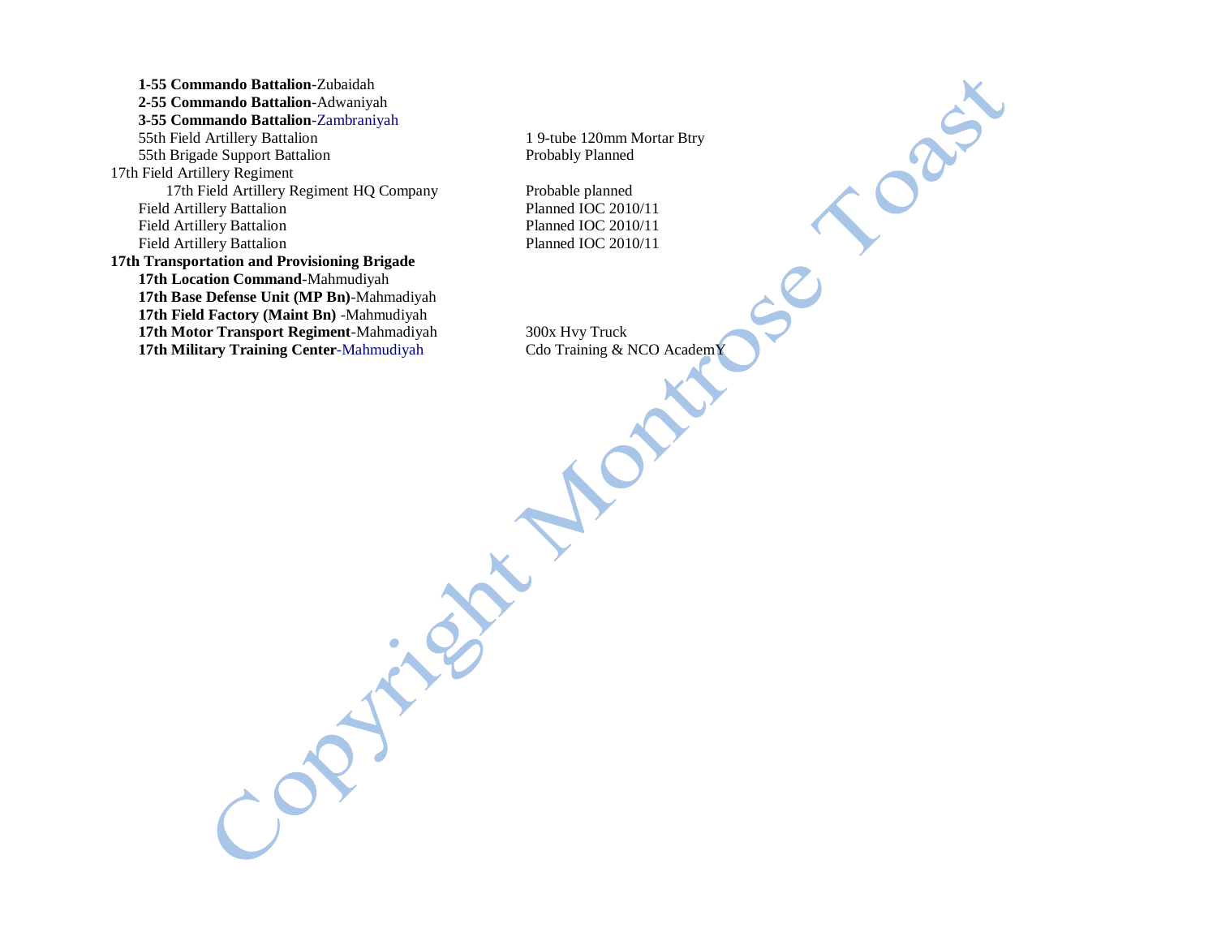| | |
|---|---|
| **1-55 Commando Battalion**-Zubaidah | |
| **2-55 Commando Battalion**-Adwaniyah | |
| **3-55 Commando Battalion**-Zambraniyah | |
| 55th Field Artillery Battalion | 1 9-tube 120mm Mortar Btry |
| 55th Brigade Support Battalion | Probably Planned |
| 17th Field Artillery Regiment | |
| 17th Field Artillery Regiment HQ Company | Probable planned |
| Field Artillery Battalion | Planned IOC 2010/11 |
| Field Artillery Battalion | Planned IOC 2010/11 |
| Field Artillery Battalion | Planned IOC 2010/11 |
| **17th Transportation and Provisioning Brigade** | |
| **17th Location Command**-Mahmudiyah | |
| **17th Base Defense Unit (MP Bn)**-Mahmadiyah | |
| **17th Field Factory (Maint Bn)** -Mahmudiyah | |
| **17th Motor Transport Regiment**-Mahmadiyah | 300x Hvy Truck |
| **17th Military Training Center**-Mahmudiyah | Cdo Training & NCO AcademY |